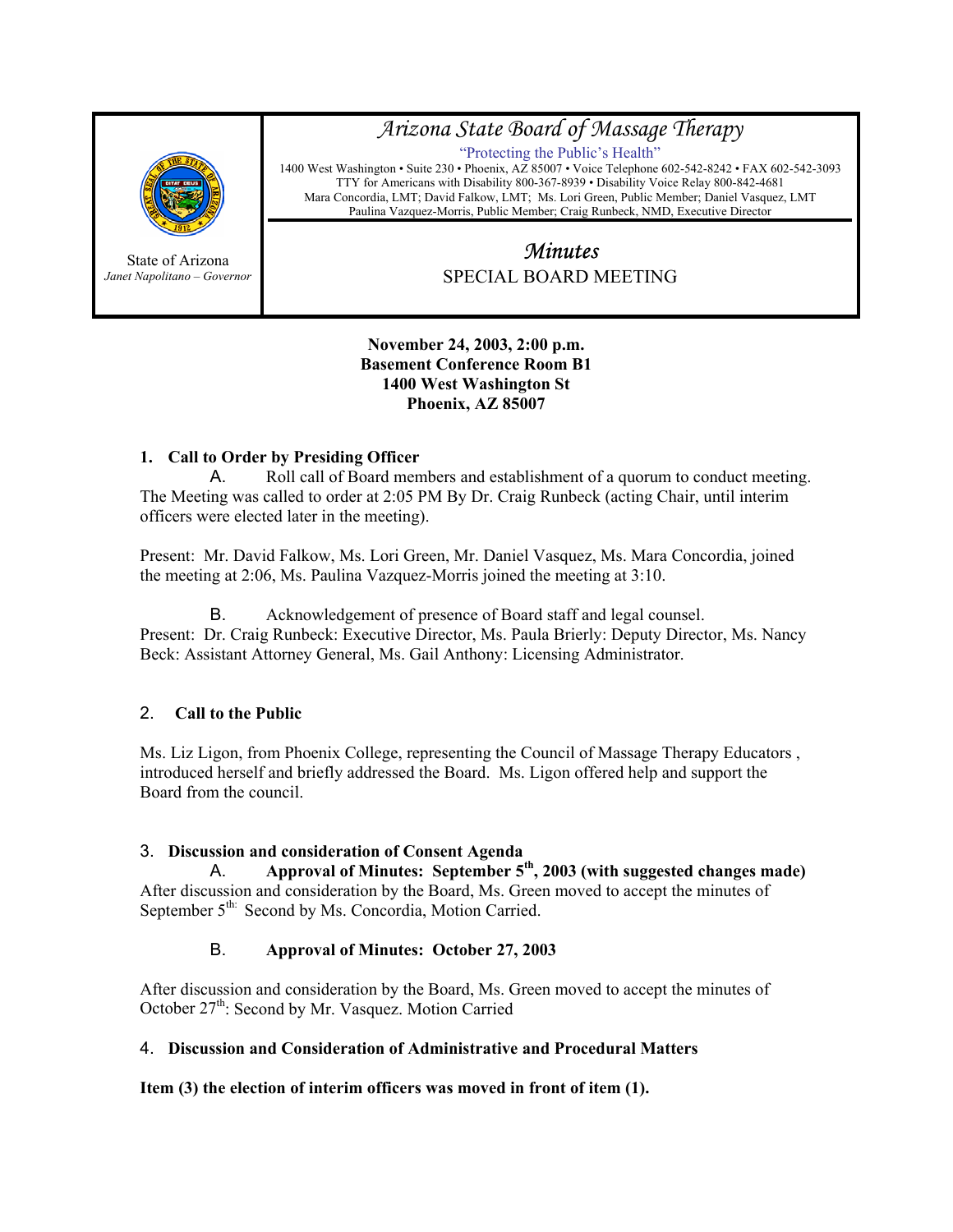# Arizona State Board of Massage Therapy

"Protecting the Public's Health"

1400 West Washington • Suite 230 • Phoenix, AZ 85007 • Voice Telephone 602-542-8242 • FAX 602-542-3093
TTY for Americans with Disability 800-367-8939 • Disability Voice Relay 800-842-4681
Mara Concordia, LMT; David Falkow, LMT; Ms. Lori Green, Public Member; Daniel Vasquez, LMT
Paulina Vazquez-Morris, Public Member; Craig Runbeck, NMD, Executive Director

State of Arizona
*Janet Napolitano – Governor*

## *Minutes*
## SPECIAL BOARD MEETING

**November 24, 2003, 2:00 p.m.**
**Basement Conference Room B1**
**1400 West Washington St**
**Phoenix, AZ 85007**

### 1. Call to Order by Presiding Officer

A. Roll call of Board members and establishment of a quorum to conduct meeting.
The Meeting was called to order at 2:05 PM By Dr. Craig Runbeck (acting Chair, until interim officers were elected later in the meeting).

Present: Mr. David Falkow, Ms. Lori Green, Mr. Daniel Vasquez, Ms. Mara Concordia, joined the meeting at 2:06, Ms. Paulina Vazquez-Morris joined the meeting at 3:10.

B. Acknowledgement of presence of Board staff and legal counsel.
Present: Dr. Craig Runbeck: Executive Director, Ms. Paula Brierly: Deputy Director, Ms. Nancy Beck: Assistant Attorney General, Ms. Gail Anthony: Licensing Administrator.

### 2. Call to the Public

Ms. Liz Ligon, from Phoenix College, representing the Council of Massage Therapy Educators , introduced herself and briefly addressed the Board. Ms. Ligon offered help and support the Board from the council.

### 3. Discussion and consideration of Consent Agenda

A. **Approval of Minutes: September 5th, 2003 (with suggested changes made)**
After discussion and consideration by the Board, Ms. Green moved to accept the minutes of September 5th: Second by Ms. Concordia, Motion Carried.

B. **Approval of Minutes: October 27, 2003**

After discussion and consideration by the Board, Ms. Green moved to accept the minutes of October 27th: Second by Mr. Vasquez. Motion Carried

### 4. Discussion and Consideration of Administrative and Procedural Matters

**Item (3) the election of interim officers was moved in front of item (1).**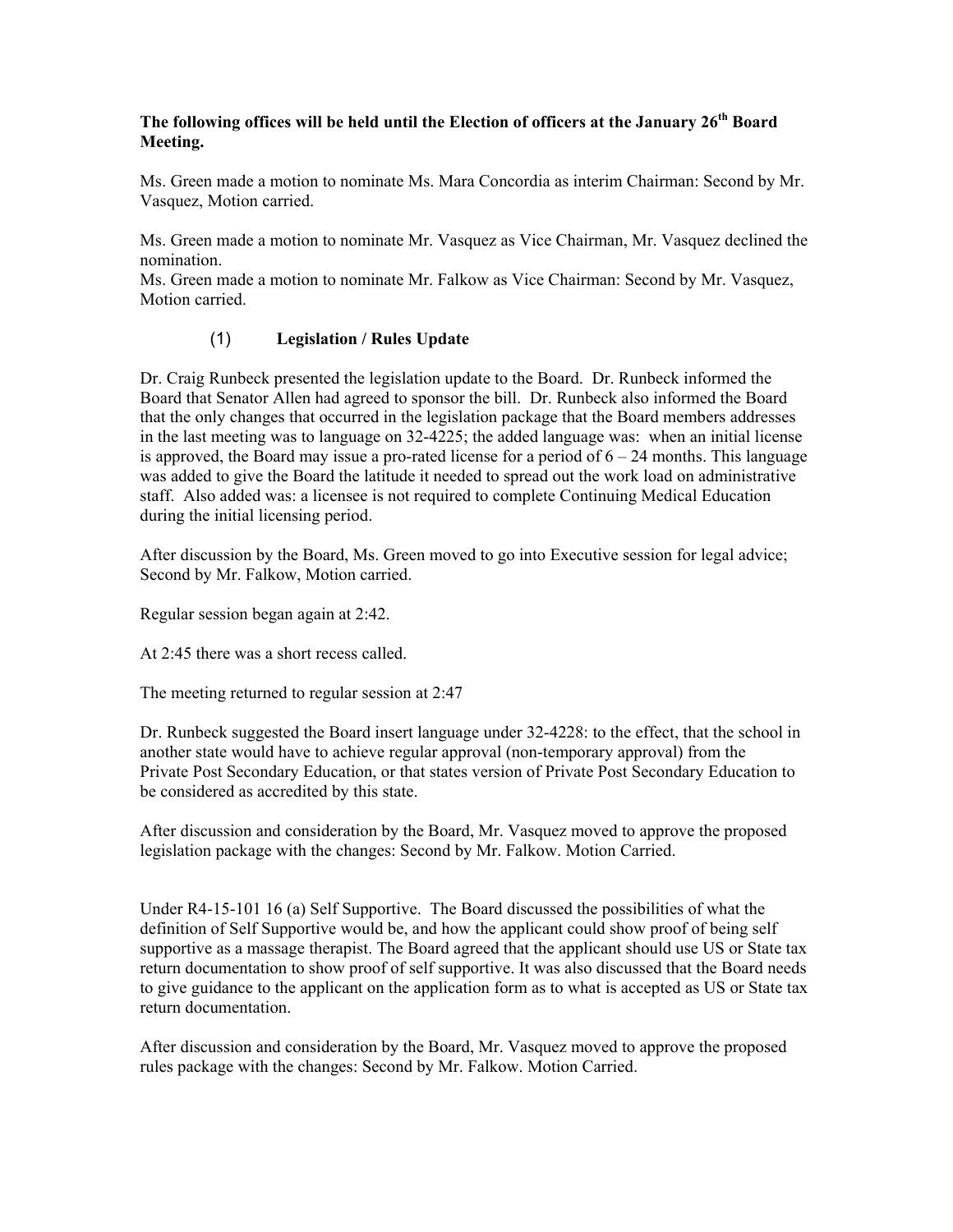**The following offices will be held until the Election of officers at the January 26th Board Meeting.**

Ms. Green made a motion to nominate Ms. Mara Concordia as interim Chairman: Second by Mr. Vasquez, Motion carried.

Ms. Green made a motion to nominate Mr. Vasquez as Vice Chairman, Mr. Vasquez declined the nomination.
Ms. Green made a motion to nominate Mr. Falkow as Vice Chairman: Second by Mr. Vasquez, Motion carried.

(1) **Legislation / Rules Update**

Dr. Craig Runbeck presented the legislation update to the Board. Dr. Runbeck informed the Board that Senator Allen had agreed to sponsor the bill. Dr. Runbeck also informed the Board that the only changes that occurred in the legislation package that the Board members addresses in the last meeting was to language on 32-4225; the added language was: when an initial license is approved, the Board may issue a pro-rated license for a period of 6 – 24 months. This language was added to give the Board the latitude it needed to spread out the work load on administrative staff. Also added was: a licensee is not required to complete Continuing Medical Education during the initial licensing period.

After discussion by the Board, Ms. Green moved to go into Executive session for legal advice; Second by Mr. Falkow, Motion carried.

Regular session began again at 2:42.

At 2:45 there was a short recess called.

The meeting returned to regular session at 2:47

Dr. Runbeck suggested the Board insert language under 32-4228: to the effect, that the school in another state would have to achieve regular approval (non-temporary approval) from the Private Post Secondary Education, or that states version of Private Post Secondary Education to be considered as accredited by this state.

After discussion and consideration by the Board, Mr. Vasquez moved to approve the proposed legislation package with the changes: Second by Mr. Falkow. Motion Carried.

Under R4-15-101 16 (a) Self Supportive. The Board discussed the possibilities of what the definition of Self Supportive would be, and how the applicant could show proof of being self supportive as a massage therapist. The Board agreed that the applicant should use US or State tax return documentation to show proof of self supportive. It was also discussed that the Board needs to give guidance to the applicant on the application form as to what is accepted as US or State tax return documentation.

After discussion and consideration by the Board, Mr. Vasquez moved to approve the proposed rules package with the changes: Second by Mr. Falkow. Motion Carried.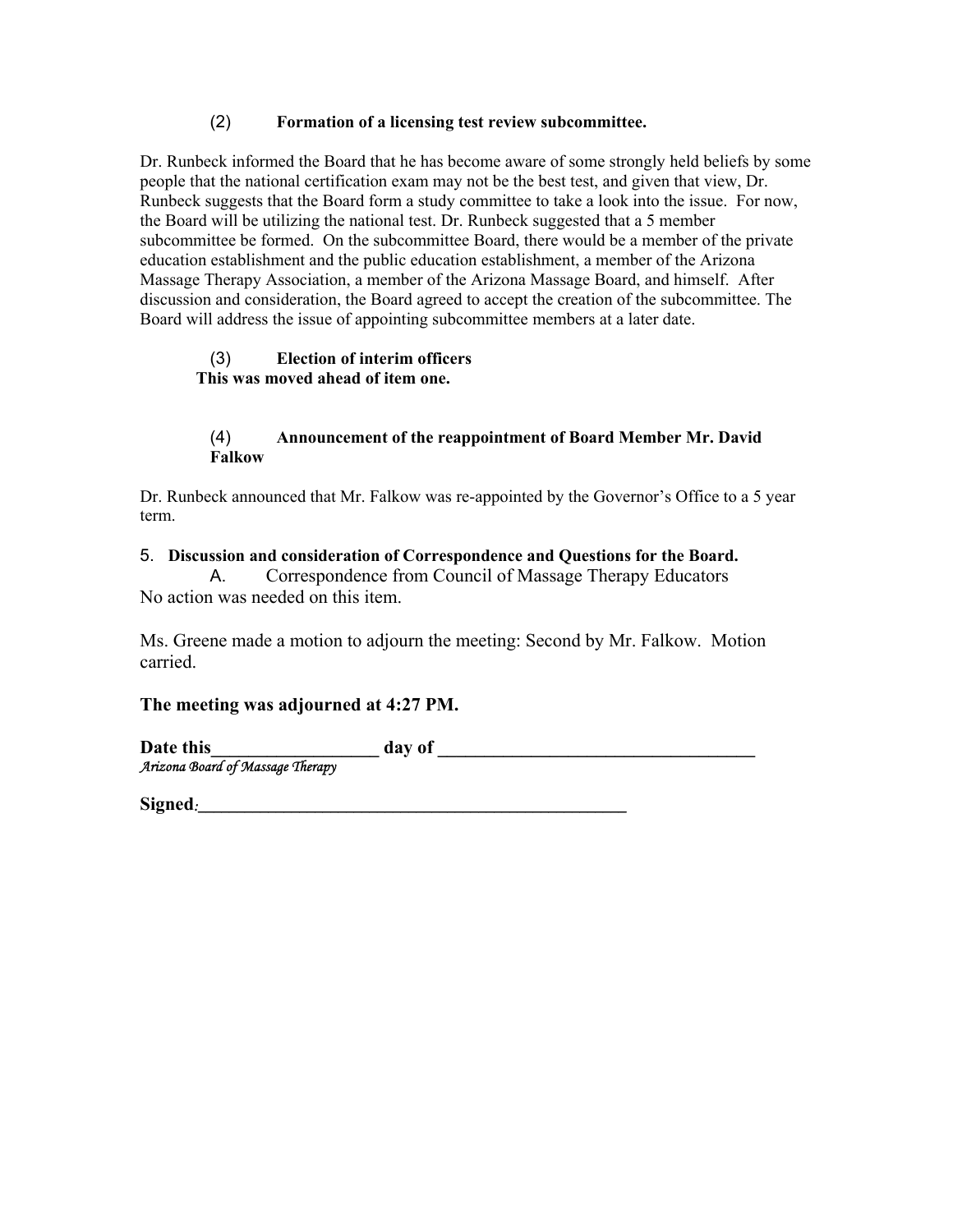(2) **Formation of a licensing test review subcommittee.**

Dr. Runbeck informed the Board that he has become aware of some strongly held beliefs by some people that the national certification exam may not be the best test, and given that view, Dr. Runbeck suggests that the Board form a study committee to take a look into the issue. For now, the Board will be utilizing the national test. Dr. Runbeck suggested that a 5 member subcommittee be formed. On the subcommittee Board, there would be a member of the private education establishment and the public education establishment, a member of the Arizona Massage Therapy Association, a member of the Arizona Massage Board, and himself. After discussion and consideration, the Board agreed to accept the creation of the subcommittee. The Board will address the issue of appointing subcommittee members at a later date.

(3) **Election of interim officers**
**This was moved ahead of item one.**

(4) **Announcement of the reappointment of Board Member Mr. David Falkow**

Dr. Runbeck announced that Mr. Falkow was re-appointed by the Governor's Office to a 5 year term.

5. **Discussion and consideration of Correspondence and Questions for the Board.**

A. Correspondence from Council of Massage Therapy Educators

No action was needed on this item.

Ms. Greene made a motion to adjourn the meeting: Second by Mr. Falkow. Motion carried.

**The meeting was adjourned at 4:27 PM.**

**Date this__________________ day of __________________________________**
*Arizona Board of Massage Therapy*

**Signed**:_______________________________________________